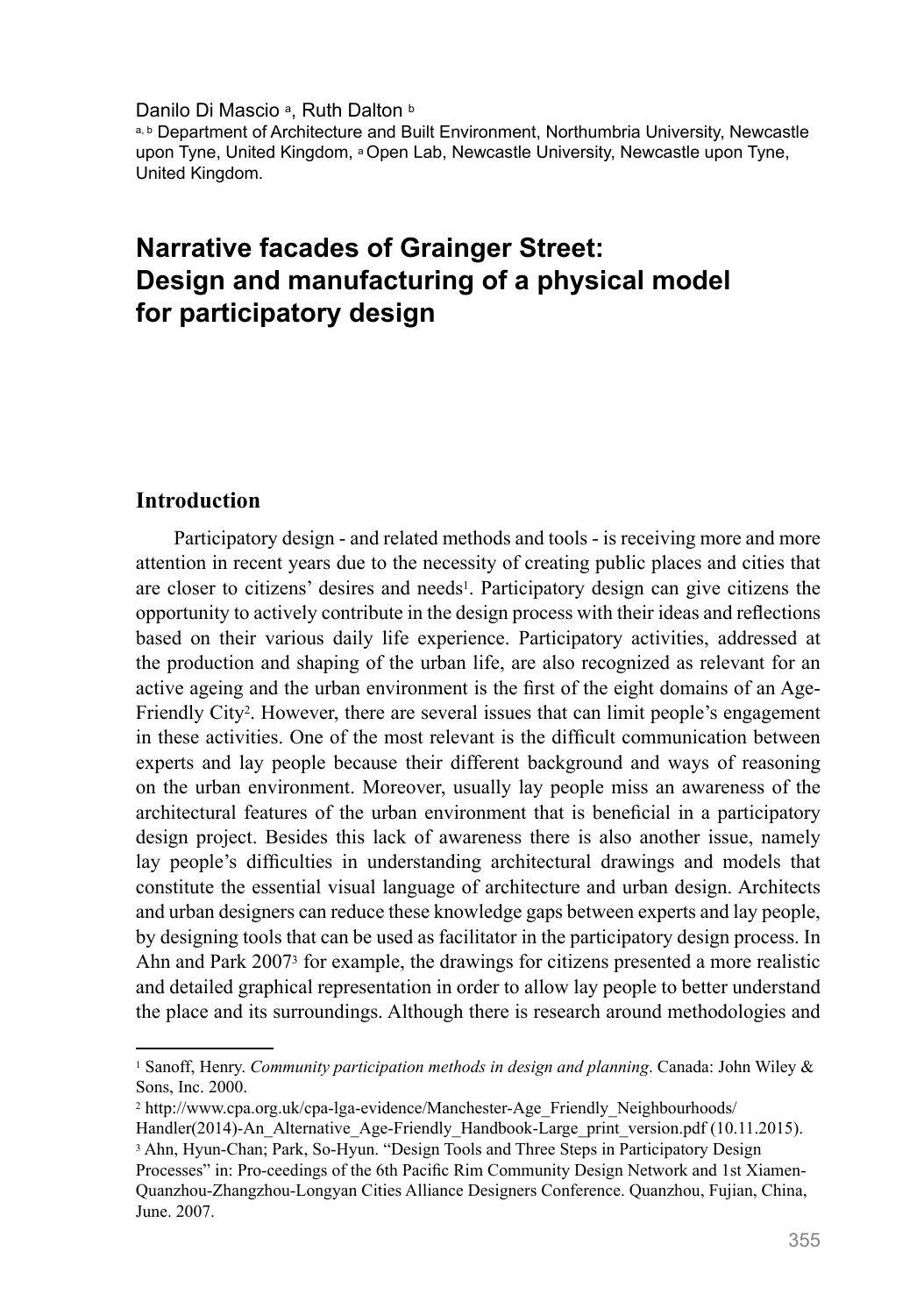Danilo Di Mascio [a], Ruth Dalton [b]

[a, b] Department of Architecture and Built Environment, Northumbria University, Newcastle upon Tyne, United Kingdom, [a] Open Lab, Newcastle University, Newcastle upon Tyne, United Kingdom.

# Narrative facades of Grainger Street: Design and manufacturing of a physical model for participatory design

## Introduction

Participatory design - and related methods and tools - is receiving more and more attention in recent years due to the necessity of creating public places and cities that are closer to citizens' desires and needs[1]. Participatory design can give citizens the opportunity to actively contribute in the design process with their ideas and reflections based on their various daily life experience. Participatory activities, addressed at the production and shaping of the urban life, are also recognized as relevant for an active ageing and the urban environment is the first of the eight domains of an Age-Friendly City[2]. However, there are several issues that can limit people's engagement in these activities. One of the most relevant is the difficult communication between experts and lay people because their different background and ways of reasoning on the urban environment. Moreover, usually lay people miss an awareness of the architectural features of the urban environment that is beneficial in a participatory design project. Besides this lack of awareness there is also another issue, namely lay people's difficulties in understanding architectural drawings and models that constitute the essential visual language of architecture and urban design. Architects and urban designers can reduce these knowledge gaps between experts and lay people, by designing tools that can be used as facilitator in the participatory design process. In Ahn and Park 2007[3] for example, the drawings for citizens presented a more realistic and detailed graphical representation in order to allow lay people to better understand the place and its surroundings. Although there is research around methodologies and

---

[1] Sanoff, Henry. *Community participation methods in design and planning*. Canada: John Wiley & Sons, Inc. 2000.

[2] http://www.cpa.org.uk/cpa-lga-evidence/Manchester-Age_Friendly_Neighbourhoods/Handler(2014)-An_Alternative_Age-Friendly_Handbook-Large_print_version.pdf (10.11.2015).

[3] Ahn, Hyun-Chan; Park, So-Hyun. "Design Tools and Three Steps in Participatory Design Processes" in: Pro-ceedings of the 6th Pacific Rim Community Design Network and 1st Xiamen-Quanzhou-Zhangzhou-Longyan Cities Alliance Designers Conference. Quanzhou, Fujian, China, June. 2007.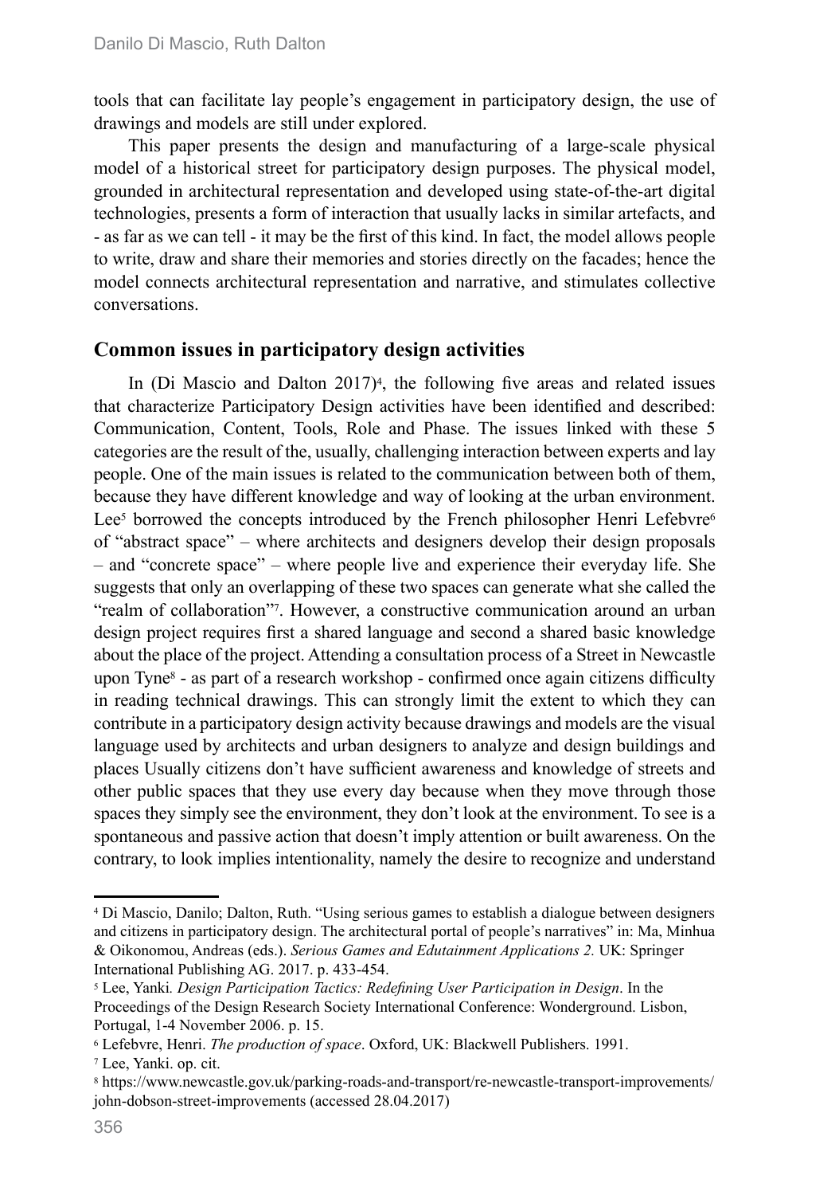tools that can facilitate lay people's engagement in participatory design, the use of drawings and models are still under explored.

This paper presents the design and manufacturing of a large-scale physical model of a historical street for participatory design purposes. The physical model, grounded in architectural representation and developed using state-of-the-art digital technologies, presents a form of interaction that usually lacks in similar artefacts, and - as far as we can tell - it may be the first of this kind. In fact, the model allows people to write, draw and share their memories and stories directly on the facades; hence the model connects architectural representation and narrative, and stimulates collective conversations.

## Common issues in participatory design activities

In (Di Mascio and Dalton 2017)[4], the following five areas and related issues that characterize Participatory Design activities have been identified and described: Communication, Content, Tools, Role and Phase. The issues linked with these 5 categories are the result of the, usually, challenging interaction between experts and lay people. One of the main issues is related to the communication between both of them, because they have different knowledge and way of looking at the urban environment. Lee[5] borrowed the concepts introduced by the French philosopher Henri Lefebvre[6] of "abstract space" – where architects and designers develop their design proposals – and "concrete space" – where people live and experience their everyday life. She suggests that only an overlapping of these two spaces can generate what she called the "realm of collaboration"[7]. However, a constructive communication around an urban design project requires first a shared language and second a shared basic knowledge about the place of the project. Attending a consultation process of a Street in Newcastle upon Tyne[8] - as part of a research workshop - confirmed once again citizens difficulty in reading technical drawings. This can strongly limit the extent to which they can contribute in a participatory design activity because drawings and models are the visual language used by architects and urban designers to analyze and design buildings and places Usually citizens don't have sufficient awareness and knowledge of streets and other public spaces that they use every day because when they move through those spaces they simply see the environment, they don't look at the environment. To see is a spontaneous and passive action that doesn't imply attention or built awareness. On the contrary, to look implies intentionality, namely the desire to recognize and understand

---

[4] Di Mascio, Danilo; Dalton, Ruth. "Using serious games to establish a dialogue between designers and citizens in participatory design. The architectural portal of people's narratives" in: Ma, Minhua & Oikonomou, Andreas (eds.). *Serious Games and Edutainment Applications 2.* UK: Springer International Publishing AG. 2017. p. 433-454.

[5] Lee, Yanki*. Design Participation Tactics: Redefining User Participation in Design*. In the Proceedings of the Design Research Society International Conference: Wonderground. Lisbon, Portugal, 1-4 November 2006. p. 15.

[6] Lefebvre, Henri. *The production of space*. Oxford, UK: Blackwell Publishers. 1991.

[7] Lee, Yanki. op. cit.

[8] https://www.newcastle.gov.uk/parking-roads-and-transport/re-newcastle-transport-improvements/john-dobson-street-improvements (accessed 28.04.2017)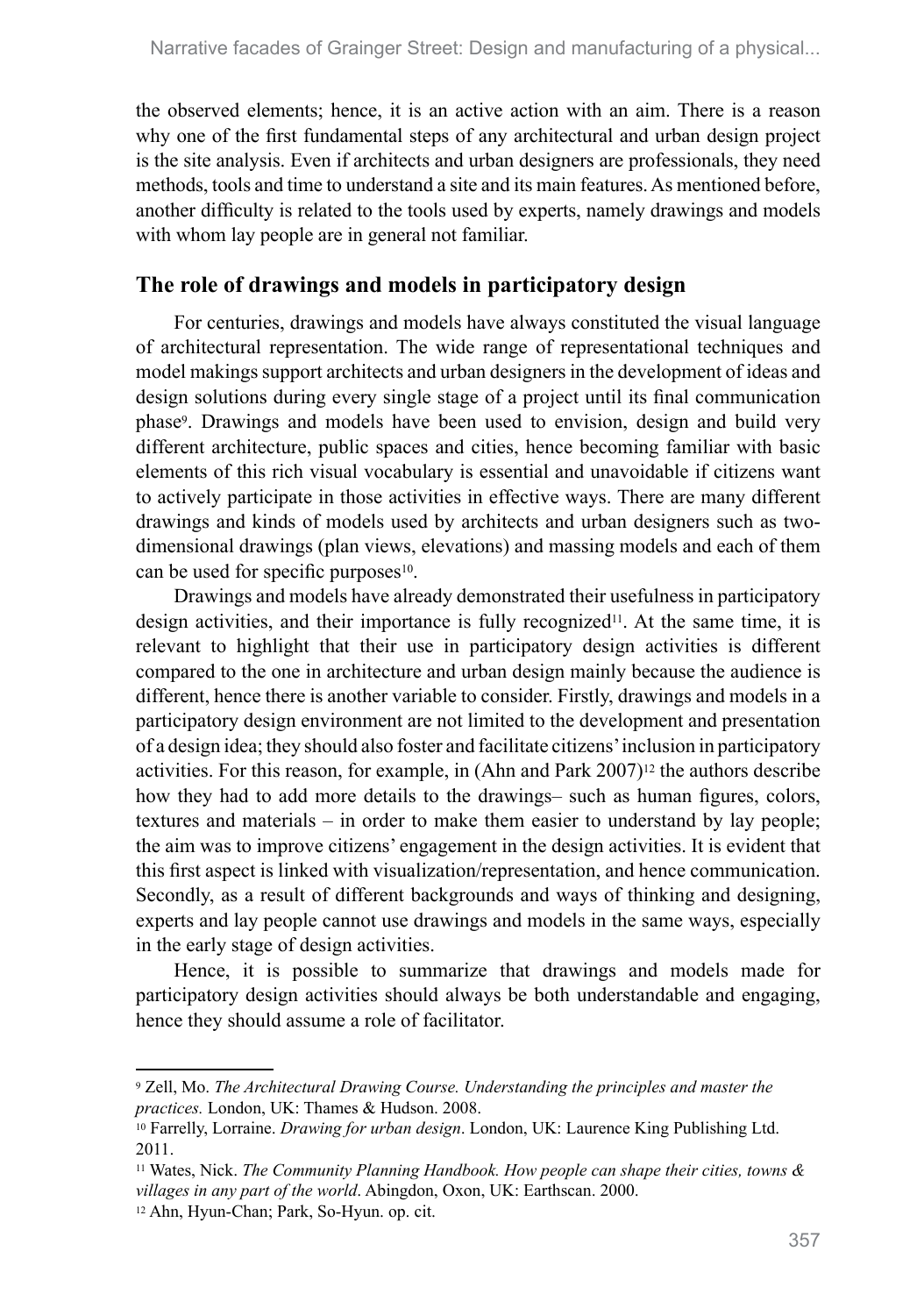the observed elements; hence, it is an active action with an aim. There is a reason why one of the first fundamental steps of any architectural and urban design project is the site analysis. Even if architects and urban designers are professionals, they need methods, tools and time to understand a site and its main features. As mentioned before, another difficulty is related to the tools used by experts, namely drawings and models with whom lay people are in general not familiar.

## The role of drawings and models in participatory design

For centuries, drawings and models have always constituted the visual language of architectural representation. The wide range of representational techniques and model makings support architects and urban designers in the development of ideas and design solutions during every single stage of a project until its final communication phase[9]. Drawings and models have been used to envision, design and build very different architecture, public spaces and cities, hence becoming familiar with basic elements of this rich visual vocabulary is essential and unavoidable if citizens want to actively participate in those activities in effective ways. There are many different drawings and kinds of models used by architects and urban designers such as two-dimensional drawings (plan views, elevations) and massing models and each of them can be used for specific purposes[10].

Drawings and models have already demonstrated their usefulness in participatory design activities, and their importance is fully recognized[11]. At the same time, it is relevant to highlight that their use in participatory design activities is different compared to the one in architecture and urban design mainly because the audience is different, hence there is another variable to consider. Firstly, drawings and models in a participatory design environment are not limited to the development and presentation of a design idea; they should also foster and facilitate citizens' inclusion in participatory activities. For this reason, for example, in (Ahn and Park 2007)[12] the authors describe how they had to add more details to the drawings– such as human figures, colors, textures and materials – in order to make them easier to understand by lay people; the aim was to improve citizens' engagement in the design activities. It is evident that this first aspect is linked with visualization/representation, and hence communication. Secondly, as a result of different backgrounds and ways of thinking and designing, experts and lay people cannot use drawings and models in the same ways, especially in the early stage of design activities.

Hence, it is possible to summarize that drawings and models made for participatory design activities should always be both understandable and engaging, hence they should assume a role of facilitator.

---

[9] Zell, Mo. *The Architectural Drawing Course. Understanding the principles and master the practices.* London, UK: Thames & Hudson. 2008.

[10] Farrelly, Lorraine. *Drawing for urban design*. London, UK: Laurence King Publishing Ltd. 2011.

[11] Wates, Nick. *The Community Planning Handbook. How people can shape their cities, towns & villages in any part of the world*. Abingdon, Oxon, UK: Earthscan. 2000.

[12] Ahn, Hyun-Chan; Park, So-Hyun. op. cit.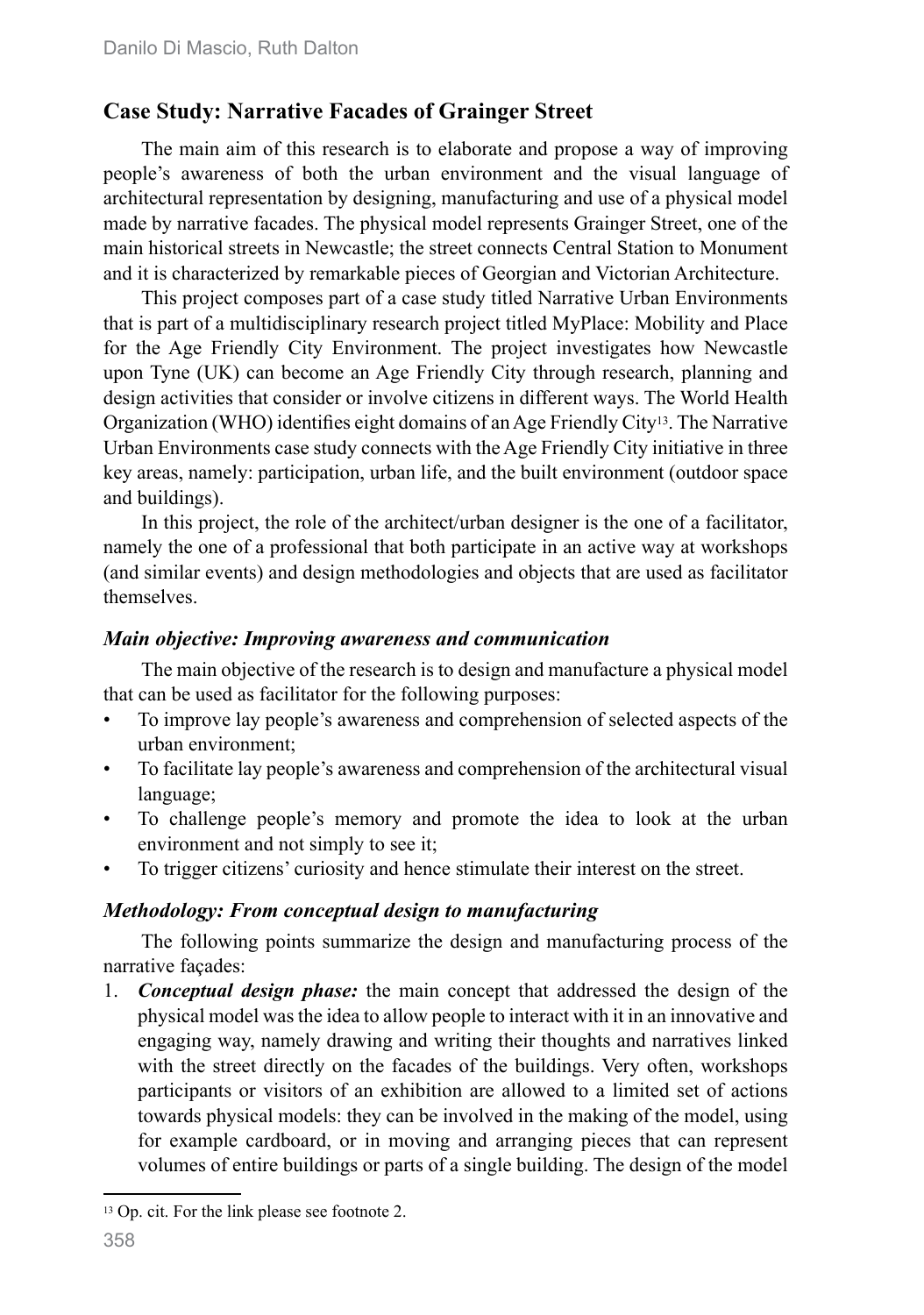## Case Study: Narrative Facades of Grainger Street

The main aim of this research is to elaborate and propose a way of improving people's awareness of both the urban environment and the visual language of architectural representation by designing, manufacturing and use of a physical model made by narrative facades. The physical model represents Grainger Street, one of the main historical streets in Newcastle; the street connects Central Station to Monument and it is characterized by remarkable pieces of Georgian and Victorian Architecture.

This project composes part of a case study titled Narrative Urban Environments that is part of a multidisciplinary research project titled MyPlace: Mobility and Place for the Age Friendly City Environment. The project investigates how Newcastle upon Tyne (UK) can become an Age Friendly City through research, planning and design activities that consider or involve citizens in different ways. The World Health Organization (WHO) identifies eight domains of an Age Friendly City[13]. The Narrative Urban Environments case study connects with the Age Friendly City initiative in three key areas, namely: participation, urban life, and the built environment (outdoor space and buildings).

In this project, the role of the architect/urban designer is the one of a facilitator, namely the one of a professional that both participate in an active way at workshops (and similar events) and design methodologies and objects that are used as facilitator themselves.

### *Main objective: Improving awareness and communication*

The main objective of the research is to design and manufacture a physical model that can be used as facilitator for the following purposes:

- To improve lay people's awareness and comprehension of selected aspects of the urban environment;
- To facilitate lay people's awareness and comprehension of the architectural visual language;
- To challenge people's memory and promote the idea to look at the urban environment and not simply to see it;
- To trigger citizens' curiosity and hence stimulate their interest on the street.

### *Methodology: From conceptual design to manufacturing*

The following points summarize the design and manufacturing process of the narrative façades:

1. ***Conceptual design phase:*** the main concept that addressed the design of the physical model was the idea to allow people to interact with it in an innovative and engaging way, namely drawing and writing their thoughts and narratives linked with the street directly on the facades of the buildings. Very often, workshops participants or visitors of an exhibition are allowed to a limited set of actions towards physical models: they can be involved in the making of the model, using for example cardboard, or in moving and arranging pieces that can represent volumes of entire buildings or parts of a single building. The design of the model

[13] Op. cit. For the link please see footnote 2.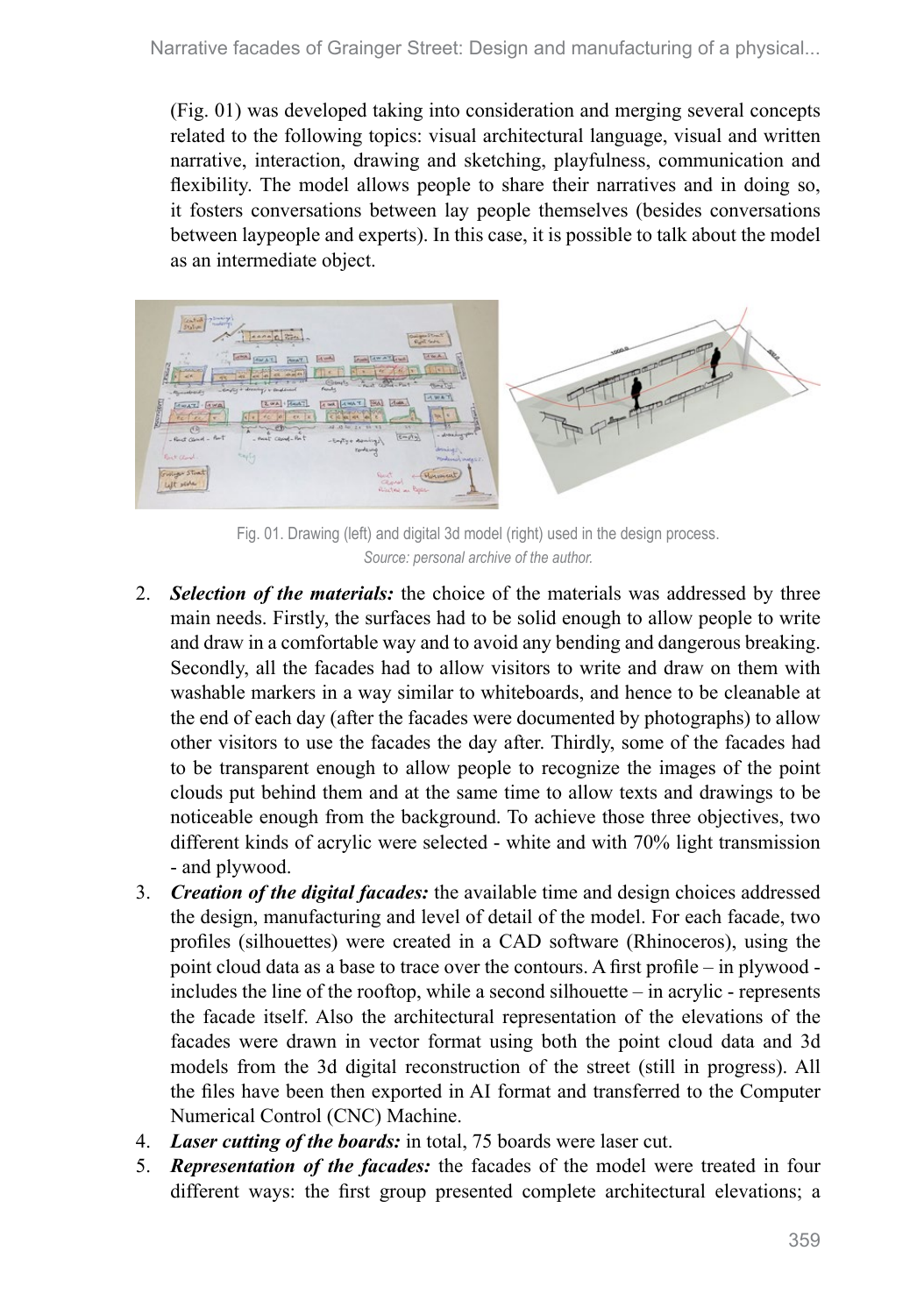(Fig. 01) was developed taking into consideration and merging several concepts related to the following topics: visual architectural language, visual and written narrative, interaction, drawing and sketching, playfulness, communication and flexibility. The model allows people to share their narratives and in doing so, it fosters conversations between lay people themselves (besides conversations between laypeople and experts). In this case, it is possible to talk about the model as an intermediate object.

Fig. 01. Drawing (left) and digital 3d model (right) used in the design process.
*Source: personal archive of the author.*

2. ***Selection of the materials:*** the choice of the materials was addressed by three main needs. Firstly, the surfaces had to be solid enough to allow people to write and draw in a comfortable way and to avoid any bending and dangerous breaking. Secondly, all the facades had to allow visitors to write and draw on them with washable markers in a way similar to whiteboards, and hence to be cleanable at the end of each day (after the facades were documented by photographs) to allow other visitors to use the facades the day after. Thirdly, some of the facades had to be transparent enough to allow people to recognize the images of the point clouds put behind them and at the same time to allow texts and drawings to be noticeable enough from the background. To achieve those three objectives, two different kinds of acrylic were selected - white and with 70% light transmission - and plywood.
3. ***Creation of the digital facades:*** the available time and design choices addressed the design, manufacturing and level of detail of the model. For each facade, two profiles (silhouettes) were created in a CAD software (Rhinoceros), using the point cloud data as a base to trace over the contours. A first profile – in plywood - includes the line of the rooftop, while a second silhouette – in acrylic - represents the facade itself. Also the architectural representation of the elevations of the facades were drawn in vector format using both the point cloud data and 3d models from the 3d digital reconstruction of the street (still in progress). All the files have been then exported in AI format and transferred to the Computer Numerical Control (CNC) Machine.
4. ***Laser cutting of the boards:*** in total, 75 boards were laser cut.
5. ***Representation of the facades:*** the facades of the model were treated in four different ways: the first group presented complete architectural elevations; a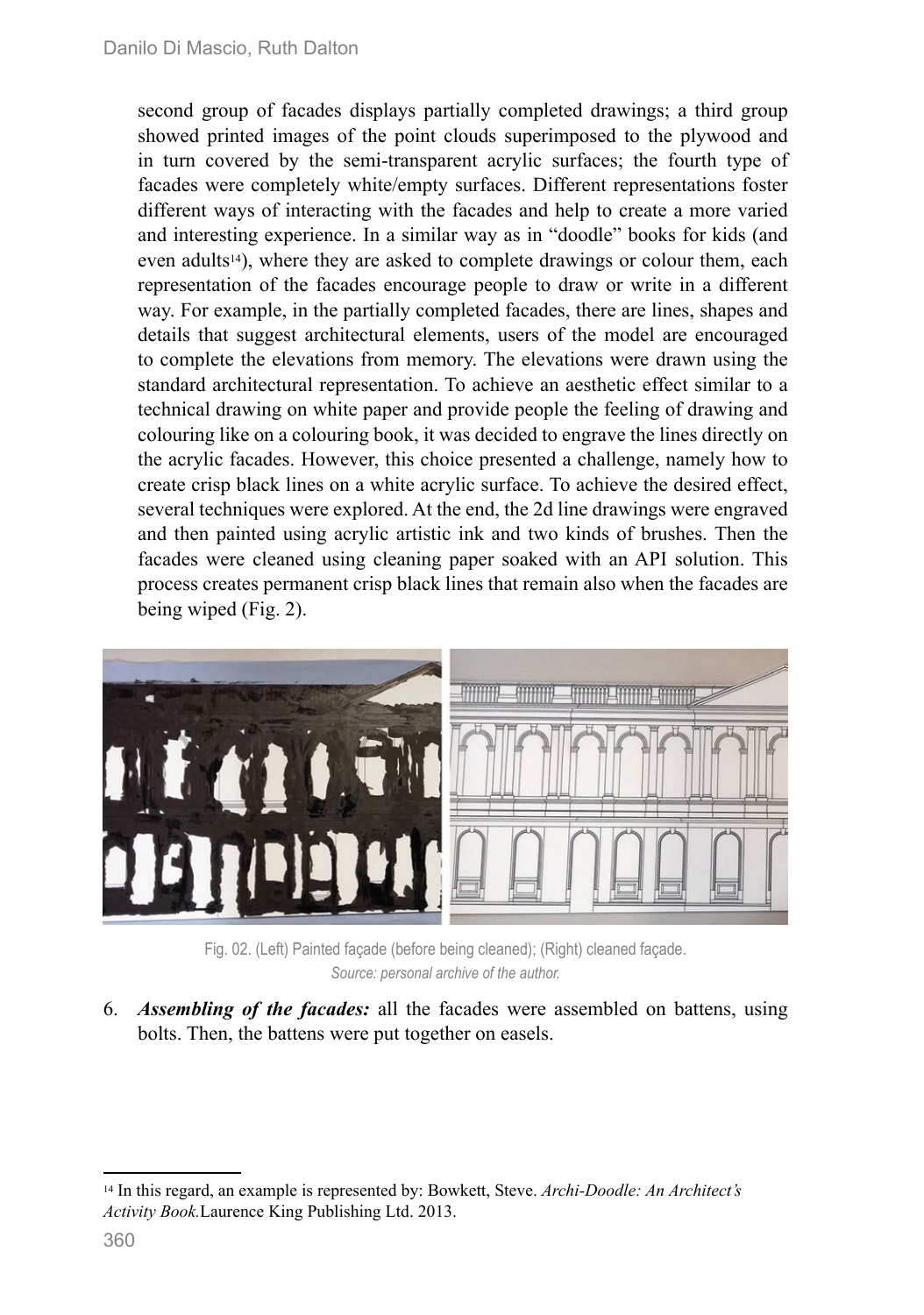second group of facades displays partially completed drawings; a third group showed printed images of the point clouds superimposed to the plywood and in turn covered by the semi-transparent acrylic surfaces; the fourth type of facades were completely white/empty surfaces. Different representations foster different ways of interacting with the facades and help to create a more varied and interesting experience. In a similar way as in "doodle" books for kids (and even adults[14]), where they are asked to complete drawings or colour them, each representation of the facades encourage people to draw or write in a different way. For example, in the partially completed facades, there are lines, shapes and details that suggest architectural elements, users of the model are encouraged to complete the elevations from memory. The elevations were drawn using the standard architectural representation. To achieve an aesthetic effect similar to a technical drawing on white paper and provide people the feeling of drawing and colouring like on a colouring book, it was decided to engrave the lines directly on the acrylic facades. However, this choice presented a challenge, namely how to create crisp black lines on a white acrylic surface. To achieve the desired effect, several techniques were explored. At the end, the 2d line drawings were engraved and then painted using acrylic artistic ink and two kinds of brushes. Then the facades were cleaned using cleaning paper soaked with an API solution. This process creates permanent crisp black lines that remain also when the facades are being wiped (Fig. 2).

Fig. 02. (Left) Painted façade (before being cleaned); (Right) cleaned façade.
*Source: personal archive of the author.*

6. ***Assembling of the facades:*** all the facades were assembled on battens, using bolts. Then, the battens were put together on easels.

[14] In this regard, an example is represented by: Bowkett, Steve. *Archi-Doodle: An Architect's Activity Book.* Laurence King Publishing Ltd. 2013.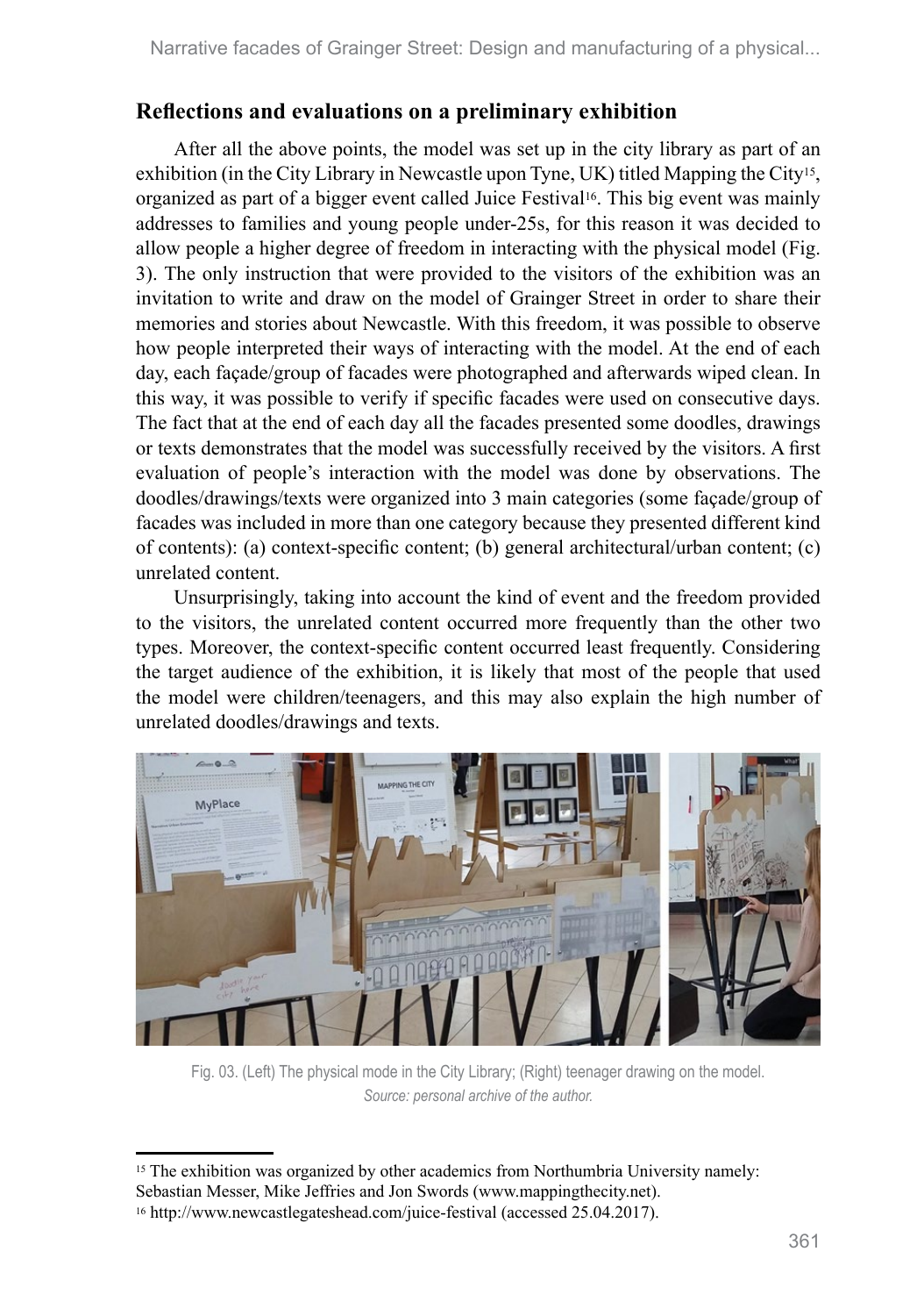## Reflections and evaluations on a preliminary exhibition

After all the above points, the model was set up in the city library as part of an exhibition (in the City Library in Newcastle upon Tyne, UK) titled Mapping the City[15], organized as part of a bigger event called Juice Festival[16]. This big event was mainly addresses to families and young people under-25s, for this reason it was decided to allow people a higher degree of freedom in interacting with the physical model (Fig. 3). The only instruction that were provided to the visitors of the exhibition was an invitation to write and draw on the model of Grainger Street in order to share their memories and stories about Newcastle. With this freedom, it was possible to observe how people interpreted their ways of interacting with the model. At the end of each day, each façade/group of facades were photographed and afterwards wiped clean. In this way, it was possible to verify if specific facades were used on consecutive days. The fact that at the end of each day all the facades presented some doodles, drawings or texts demonstrates that the model was successfully received by the visitors. A first evaluation of people's interaction with the model was done by observations. The doodles/drawings/texts were organized into 3 main categories (some façade/group of facades was included in more than one category because they presented different kind of contents): (a) context-specific content; (b) general architectural/urban content; (c) unrelated content.

Unsurprisingly, taking into account the kind of event and the freedom provided to the visitors, the unrelated content occurred more frequently than the other two types. Moreover, the context-specific content occurred least frequently. Considering the target audience of the exhibition, it is likely that most of the people that used the model were children/teenagers, and this may also explain the high number of unrelated doodles/drawings and texts.

Fig. 03. (Left) The physical mode in the City Library; (Right) teenager drawing on the model.
*Source: personal archive of the author.*

---

[15] The exhibition was organized by other academics from Northumbria University namely: Sebastian Messer, Mike Jeffries and Jon Swords (www.mappingthecity.net).

[16] http://www.newcastlegateshead.com/juice-festival (accessed 25.04.2017).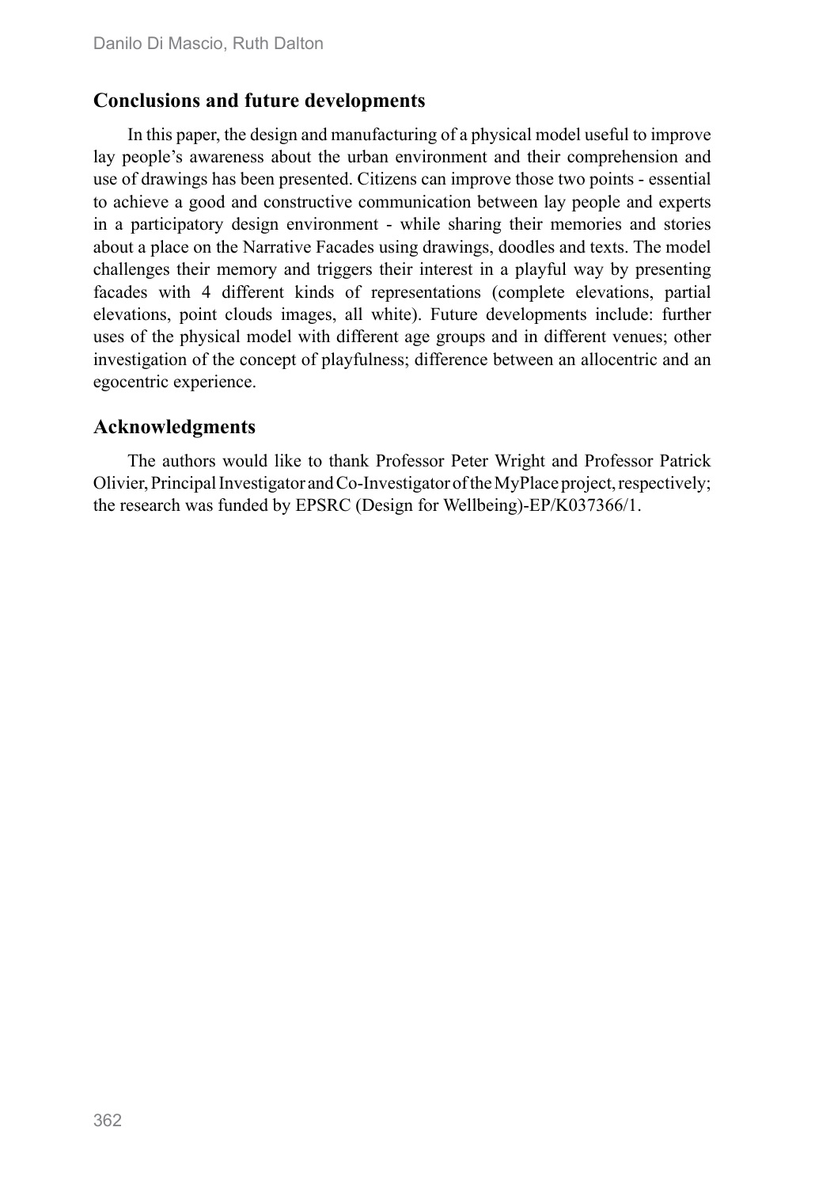## Conclusions and future developments

In this paper, the design and manufacturing of a physical model useful to improve lay people's awareness about the urban environment and their comprehension and use of drawings has been presented. Citizens can improve those two points - essential to achieve a good and constructive communication between lay people and experts in a participatory design environment - while sharing their memories and stories about a place on the Narrative Facades using drawings, doodles and texts. The model challenges their memory and triggers their interest in a playful way by presenting facades with 4 different kinds of representations (complete elevations, partial elevations, point clouds images, all white). Future developments include: further uses of the physical model with different age groups and in different venues; other investigation of the concept of playfulness; difference between an allocentric and an egocentric experience.

## Acknowledgments

The authors would like to thank Professor Peter Wright and Professor Patrick Olivier, Principal Investigator and Co-Investigator of the MyPlace project, respectively; the research was funded by EPSRC (Design for Wellbeing)-EP/K037366/1.